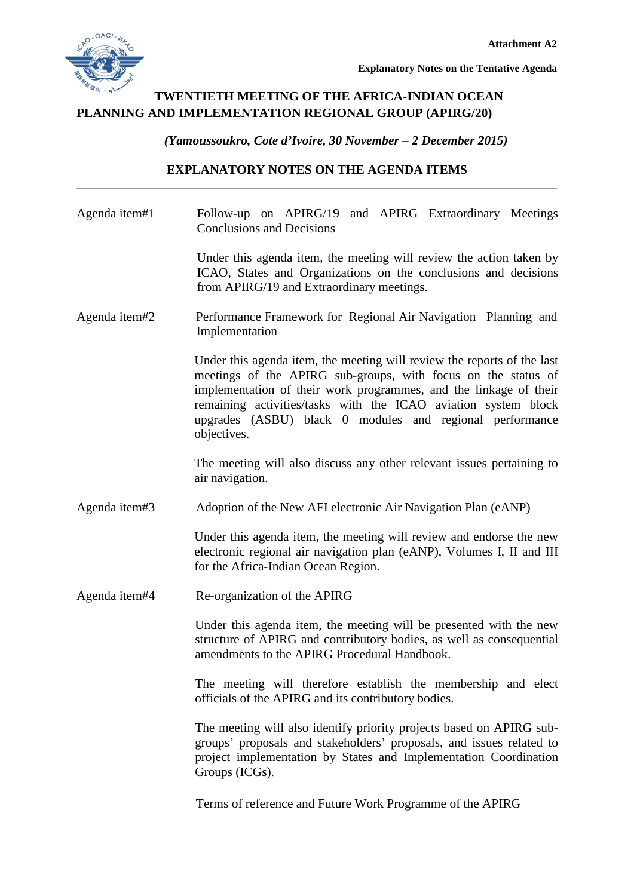**Attachment A2**

**Explanatory Notes on the Tentative Agenda**

# TWENTIETH MEETING OF THE AFRICA-INDIAN OCEAN PLANNING AND IMPLEMENTATION REGIONAL GROUP (APIRG/20)

***(Yamoussoukro, Cote d'Ivoire, 30 November – 2 December 2015)***

## EXPLANATORY NOTES ON THE AGENDA ITEMS

---

**Agenda item#1** Follow-up on APIRG/19 and APIRG Extraordinary Meetings Conclusions and Decisions

Under this agenda item, the meeting will review the action taken by ICAO, States and Organizations on the conclusions and decisions from APIRG/19 and Extraordinary meetings.

**Agenda item#2** Performance Framework for Regional Air Navigation Planning and Implementation

Under this agenda item, the meeting will review the reports of the last meetings of the APIRG sub-groups, with focus on the status of implementation of their work programmes, and the linkage of their remaining activities/tasks with the ICAO aviation system block upgrades (ASBU) black 0 modules and regional performance objectives.

The meeting will also discuss any other relevant issues pertaining to air navigation.

**Agenda item#3** Adoption of the New AFI electronic Air Navigation Plan (eANP)

Under this agenda item, the meeting will review and endorse the new electronic regional air navigation plan (eANP), Volumes I, II and III for the Africa-Indian Ocean Region.

**Agenda item#4** Re-organization of the APIRG

Under this agenda item, the meeting will be presented with the new structure of APIRG and contributory bodies, as well as consequential amendments to the APIRG Procedural Handbook.

The meeting will therefore establish the membership and elect officials of the APIRG and its contributory bodies.

The meeting will also identify priority projects based on APIRG sub-groups' proposals and stakeholders' proposals, and issues related to project implementation by States and Implementation Coordination Groups (ICGs).

Terms of reference and Future Work Programme of the APIRG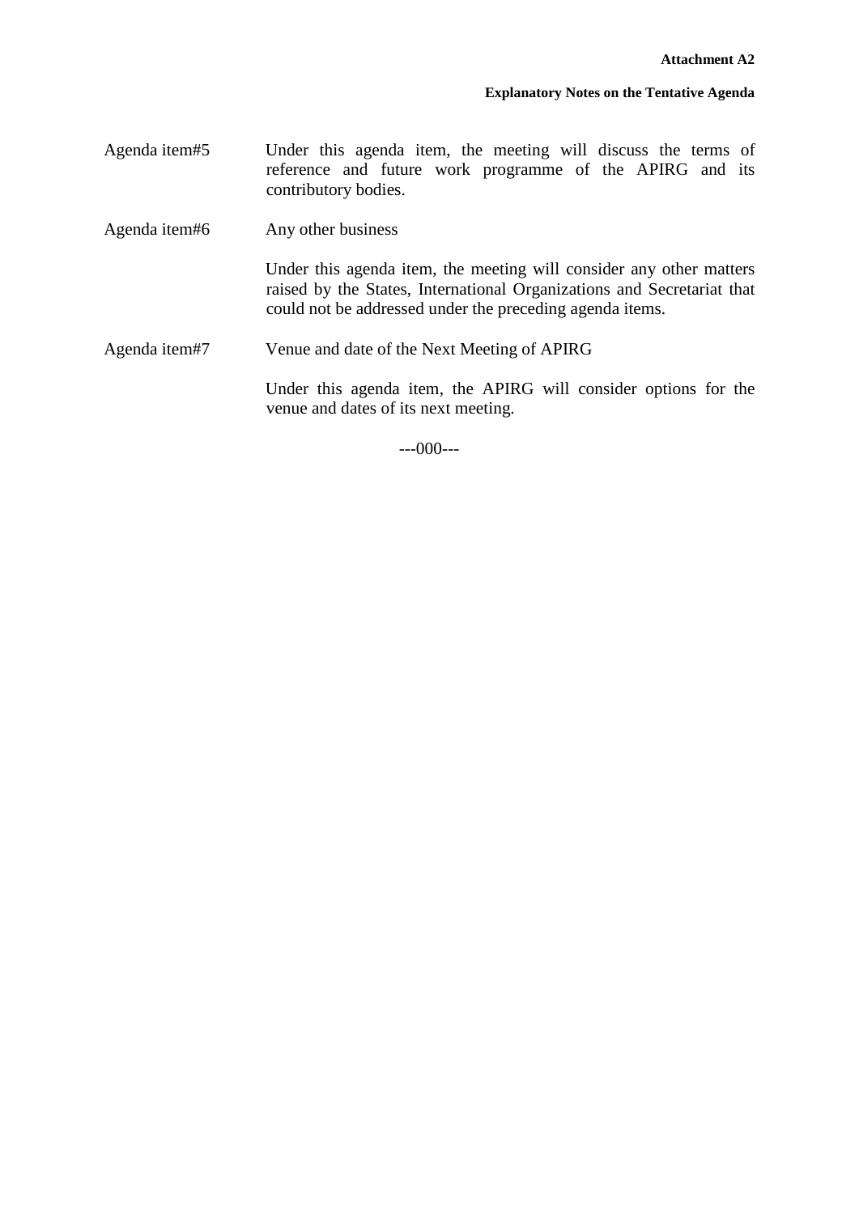**Attachment A2**

**Explanatory Notes on the Tentative Agenda**

| | |
|---|---|
| Agenda item#5 | Under this agenda item, the meeting will discuss the terms of reference and future work programme of the APIRG and its contributory bodies. |
| Agenda item#6 | Any other business<br><br>Under this agenda item, the meeting will consider any other matters raised by the States, International Organizations and Secretariat that could not be addressed under the preceding agenda items. |
| Agenda item#7 | Venue and date of the Next Meeting of APIRG<br><br>Under this agenda item, the APIRG will consider options for the venue and dates of its next meeting. |

---000---